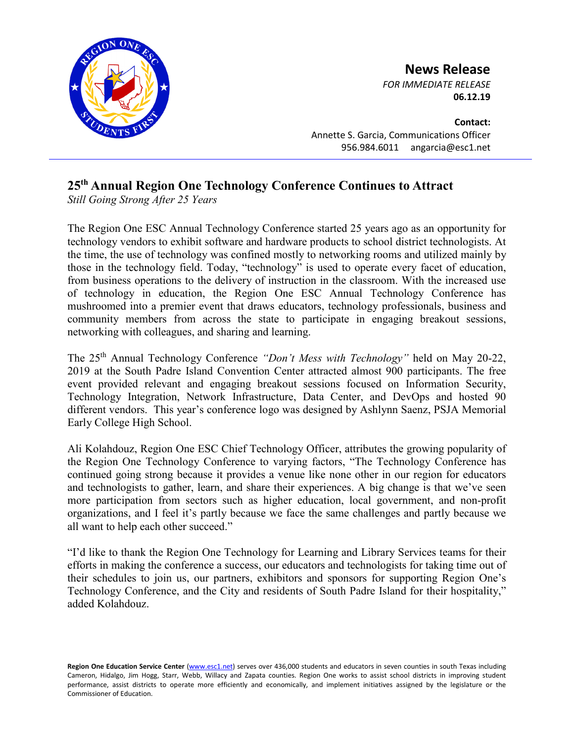## News Release

*FOR IMMEDIATE RELEASE*
**06.12.19**

**Contact:**
Annette S. Garcia, Communications Officer
956.984.6011 angarcia@esc1.net

---

# 25th Annual Region One Technology Conference Continues to Attract

*Still Going Strong After 25 Years*

The Region One ESC Annual Technology Conference started 25 years ago as an opportunity for technology vendors to exhibit software and hardware products to school district technologists. At the time, the use of technology was confined mostly to networking rooms and utilized mainly by those in the technology field. Today, "technology" is used to operate every facet of education, from business operations to the delivery of instruction in the classroom. With the increased use of technology in education, the Region One ESC Annual Technology Conference has mushroomed into a premier event that draws educators, technology professionals, business and community members from across the state to participate in engaging breakout sessions, networking with colleagues, and sharing and learning.

The 25th Annual Technology Conference *"Don't Mess with Technology"* held on May 20-22, 2019 at the South Padre Island Convention Center attracted almost 900 participants. The free event provided relevant and engaging breakout sessions focused on Information Security, Technology Integration, Network Infrastructure, Data Center, and DevOps and hosted 90 different vendors. This year's conference logo was designed by Ashlynn Saenz, PSJA Memorial Early College High School.

Ali Kolahdouz, Region One ESC Chief Technology Officer, attributes the growing popularity of the Region One Technology Conference to varying factors, "The Technology Conference has continued going strong because it provides a venue like none other in our region for educators and technologists to gather, learn, and share their experiences. A big change is that we've seen more participation from sectors such as higher education, local government, and non-profit organizations, and I feel it's partly because we face the same challenges and partly because we all want to help each other succeed."

"I'd like to thank the Region One Technology for Learning and Library Services teams for their efforts in making the conference a success, our educators and technologists for taking time out of their schedules to join us, our partners, exhibitors and sponsors for supporting Region One's Technology Conference, and the City and residents of South Padre Island for their hospitality," added Kolahdouz.

**Region One Education Service Center** (www.esc1.net) serves over 436,000 students and educators in seven counties in south Texas including Cameron, Hidalgo, Jim Hogg, Starr, Webb, Willacy and Zapata counties. Region One works to assist school districts in improving student performance, assist districts to operate more efficiently and economically, and implement initiatives assigned by the legislature or the Commissioner of Education.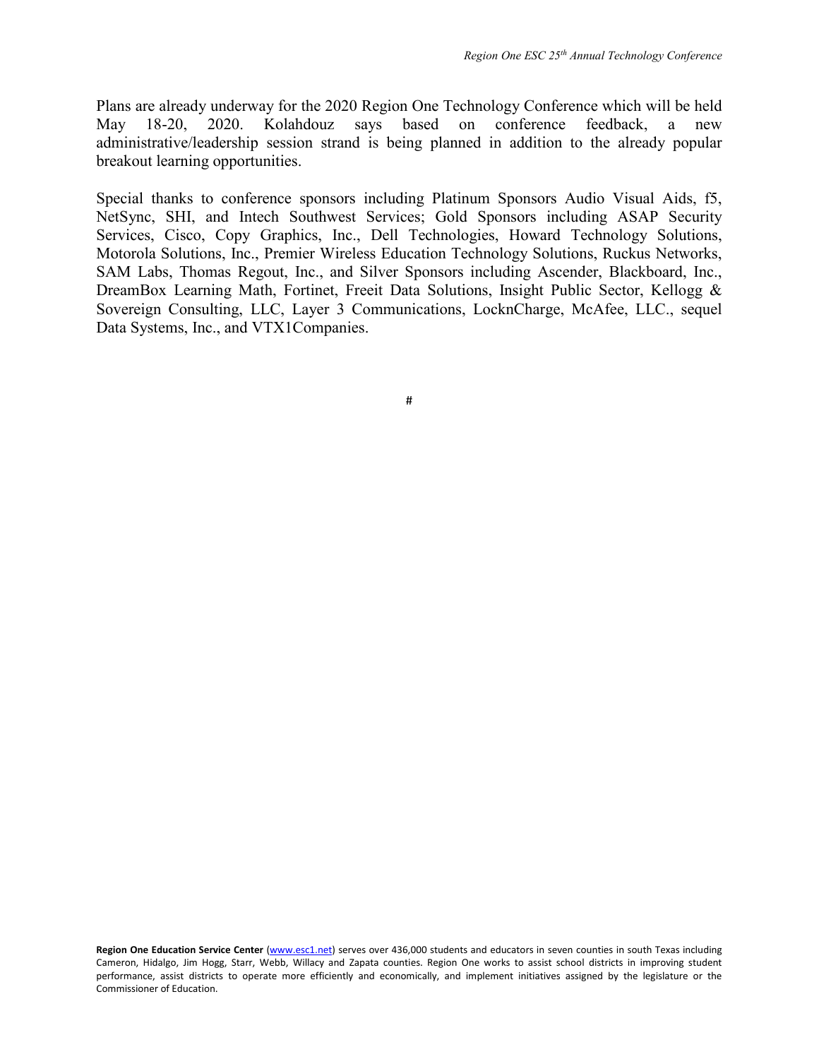Plans are already underway for the 2020 Region One Technology Conference which will be held May 18-20, 2020. Kolahdouz says based on conference feedback, a new administrative/leadership session strand is being planned in addition to the already popular breakout learning opportunities.

Special thanks to conference sponsors including Platinum Sponsors Audio Visual Aids, f5, NetSync, SHI, and Intech Southwest Services; Gold Sponsors including ASAP Security Services, Cisco, Copy Graphics, Inc., Dell Technologies, Howard Technology Solutions, Motorola Solutions, Inc., Premier Wireless Education Technology Solutions, Ruckus Networks, SAM Labs, Thomas Regout, Inc., and Silver Sponsors including Ascender, Blackboard, Inc., DreamBox Learning Math, Fortinet, Freeit Data Solutions, Insight Public Sector, Kellogg & Sovereign Consulting, LLC, Layer 3 Communications, LocknCharge, McAfee, LLC., sequel Data Systems, Inc., and VTX1Companies.

#

**Region One Education Service Center** (www.esc1.net) serves over 436,000 students and educators in seven counties in south Texas including Cameron, Hidalgo, Jim Hogg, Starr, Webb, Willacy and Zapata counties. Region One works to assist school districts in improving student performance, assist districts to operate more efficiently and economically, and implement initiatives assigned by the legislature or the Commissioner of Education.